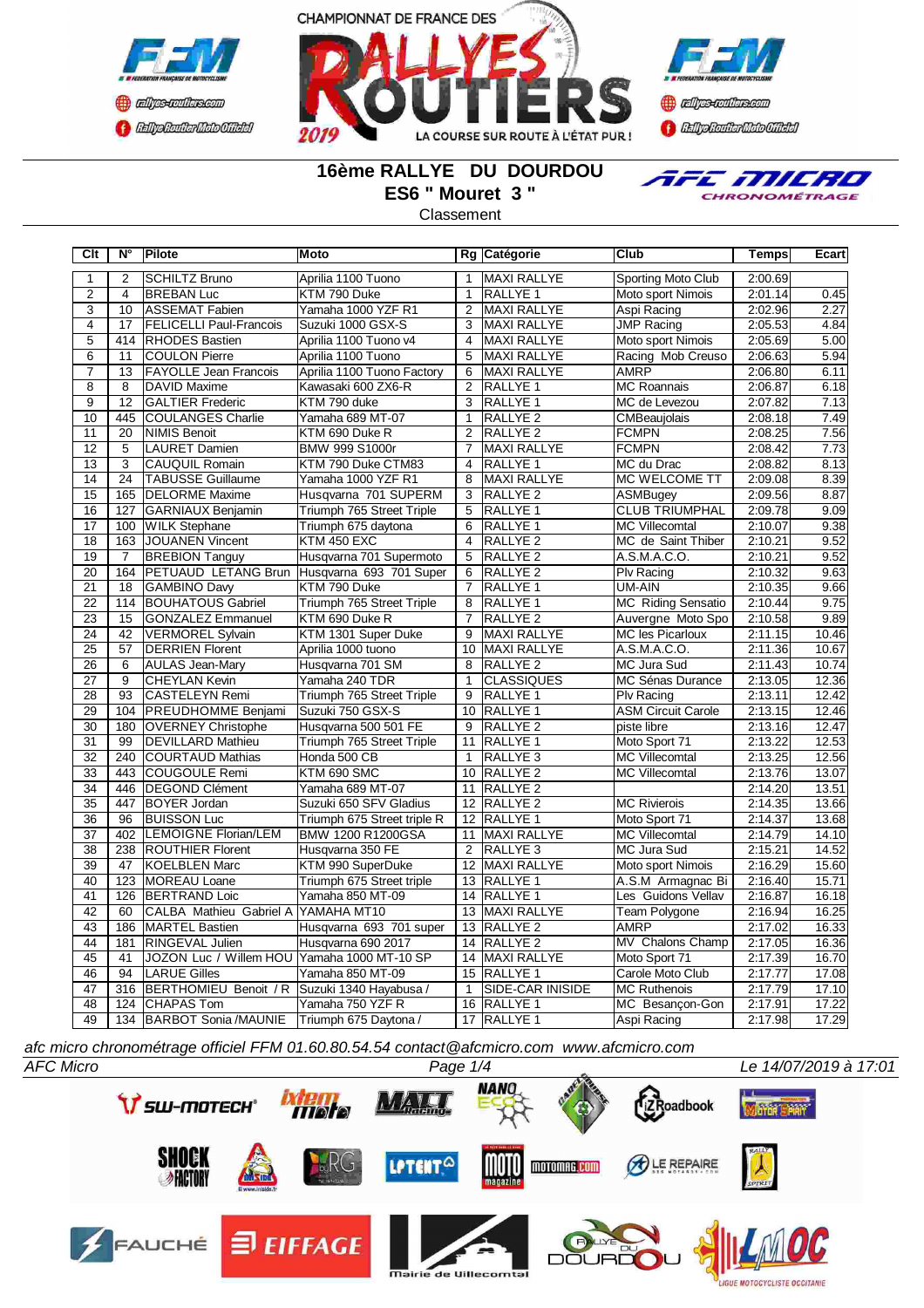CHAMPIONNAT DE FRANCE DES RALLYES ROUTIERS 2019 — LA COURSE SUR ROUTE À L'ÉTAT PUR !

# 16ème RALLYE DU DOURDOU
## ES6 " Mouret 3 "
Classement

| Clt | N° | Pilote | Moto | Rg | Catégorie | Club | Temps | Ecart |
|---|---|---|---|---|---|---|---|---|
| 1 | 2 | SCHILTZ Bruno | Aprilia 1100 Tuono | 1 | MAXI RALLYE | Sporting Moto Club | 2:00.69 | |
| 2 | 4 | BREBAN Luc | KTM 790 Duke | 1 | RALLYE 1 | Moto sport Nimois | 2:01.14 | 0.45 |
| 3 | 10 | ASSEMAT Fabien | Yamaha 1000 YZF R1 | 2 | MAXI RALLYE | Aspi Racing | 2:02.96 | 2.27 |
| 4 | 17 | FELICELLI Paul-Francois | Suzuki 1000 GSX-S | 3 | MAXI RALLYE | JMP Racing | 2:05.53 | 4.84 |
| 5 | 414 | RHODES Bastien | Aprilia 1100 Tuono v4 | 4 | MAXI RALLYE | Moto sport Nimois | 2:05.69 | 5.00 |
| 6 | 11 | COULON Pierre | Aprilia 1100 Tuono | 5 | MAXI RALLYE | Racing Mob Creuso | 2:06.63 | 5.94 |
| 7 | 13 | FAYOLLE Jean Francois | Aprilia 1100 Tuono Factory | 6 | MAXI RALLYE | AMRP | 2:06.80 | 6.11 |
| 8 | 8 | DAVID Maxime | Kawasaki 600 ZX6-R | 2 | RALLYE 1 | MC Roannais | 2:06.87 | 6.18 |
| 9 | 12 | GALTIER Frederic | KTM 790 duke | 3 | RALLYE 1 | MC de Levezou | 2:07.82 | 7.13 |
| 10 | 445 | COULANGES Charlie | Yamaha 689 MT-07 | 1 | RALLYE 2 | CMBeaujolais | 2:08.18 | 7.49 |
| 11 | 20 | NIMIS Benoit | KTM 690 Duke R | 2 | RALLYE 2 | FCMPN | 2:08.25 | 7.56 |
| 12 | 5 | LAURET Damien | BMW 999 S1000r | 7 | MAXI RALLYE | FCMPN | 2:08.42 | 7.73 |
| 13 | 3 | CAUQUIL Romain | KTM 790 Duke CTM83 | 4 | RALLYE 1 | MC du Drac | 2:08.82 | 8.13 |
| 14 | 24 | TABUSSE Guillaume | Yamaha 1000 YZF R1 | 8 | MAXI RALLYE | MC WELCOME TT | 2:09.08 | 8.39 |
| 15 | 165 | DELORME Maxime | Husqvarna 701 SUPERM | 3 | RALLYE 2 | ASMBugey | 2:09.56 | 8.87 |
| 16 | 127 | GARNIAUX Benjamin | Triumph 765 Street Triple | 5 | RALLYE 1 | CLUB TRIUMPHAL | 2:09.78 | 9.09 |
| 17 | 100 | WILK Stephane | Triumph 675 daytona | 6 | RALLYE 1 | MC Villecomtal | 2:10.07 | 9.38 |
| 18 | 163 | JOUANEN Vincent | KTM 450 EXC | 4 | RALLYE 2 | MC de Saint Thiber | 2:10.21 | 9.52 |
| 19 | 7 | BREBION Tanguy | Husqvarna 701 Supermoto | 5 | RALLYE 2 | A.S.M.A.C.O. | 2:10.21 | 9.52 |
| 20 | 164 | PETUAUD LETANG Brun | Husqvarna 693 701 Super | 6 | RALLYE 2 | Plv Racing | 2:10.32 | 9.63 |
| 21 | 18 | GAMBINO Davy | KTM 790 Duke | 7 | RALLYE 1 | UM-AIN | 2:10.35 | 9.66 |
| 22 | 114 | BOUHATOUS Gabriel | Triumph 765 Street Triple | 8 | RALLYE 1 | MC Riding Sensatio | 2:10.44 | 9.75 |
| 23 | 15 | GONZALEZ Emmanuel | KTM 690 Duke R | 7 | RALLYE 2 | Auvergne Moto Spo | 2:10.58 | 9.89 |
| 24 | 42 | VERMOREL Sylvain | KTM 1301 Super Duke | 9 | MAXI RALLYE | MC les Picarloux | 2:11.15 | 10.46 |
| 25 | 57 | DERRIEN Florent | Aprilia 1000 tuono | 10 | MAXI RALLYE | A.S.M.A.C.O. | 2:11.36 | 10.67 |
| 26 | 6 | AULAS Jean-Mary | Husqvarna 701 SM | 8 | RALLYE 2 | MC Jura Sud | 2:11.43 | 10.74 |
| 27 | 9 | CHEYLAN Kevin | Yamaha 240 TDR | 1 | CLASSIQUES | MC Sénas Durance | 2:13.05 | 12.36 |
| 28 | 93 | CASTELEYN Remi | Triumph 765 Street Triple | 9 | RALLYE 1 | Plv Racing | 2:13.11 | 12.42 |
| 29 | 104 | PREUDHOMME Benjami | Suzuki 750 GSX-S | 10 | RALLYE 1 | ASM Circuit Carole | 2:13.15 | 12.46 |
| 30 | 180 | OVERNEY Christophe | Husqvarna 500 501 FE | 9 | RALLYE 2 | piste libre | 2:13.16 | 12.47 |
| 31 | 99 | DEVILLARD Mathieu | Triumph 765 Street Triple | 11 | RALLYE 1 | Moto Sport 71 | 2:13.22 | 12.53 |
| 32 | 240 | COURTAUD Mathias | Honda 500 CB | 1 | RALLYE 3 | MC Villecomtal | 2:13.25 | 12.56 |
| 33 | 443 | COUGOULE Remi | KTM 690 SMC | 10 | RALLYE 2 | MC Villecomtal | 2:13.76 | 13.07 |
| 34 | 446 | DEGOND Clément | Yamaha 689 MT-07 | 11 | RALLYE 2 | | 2:14.20 | 13.51 |
| 35 | 447 | BOYER Jordan | Suzuki 650 SFV Gladius | 12 | RALLYE 2 | MC Rivierois | 2:14.35 | 13.66 |
| 36 | 96 | BUISSON Luc | Triumph 675 Street triple R | 12 | RALLYE 1 | Moto Sport 71 | 2:14.37 | 13.68 |
| 37 | 402 | LEMOIGNE Florian/LEM | BMW 1200 R1200GSA | 11 | MAXI RALLYE | MC Villecomtal | 2:14.79 | 14.10 |
| 38 | 238 | ROUTHIER Florent | Husqvarna 350 FE | 2 | RALLYE 3 | MC Jura Sud | 2:15.21 | 14.52 |
| 39 | 47 | KOELBLEN Marc | KTM 990 SuperDuke | 12 | MAXI RALLYE | Moto sport Nimois | 2:16.29 | 15.60 |
| 40 | 123 | MOREAU Loane | Triumph 675 Street triple | 13 | RALLYE 1 | A.S.M Armagnac Bi | 2:16.40 | 15.71 |
| 41 | 126 | BERTRAND Loic | Yamaha 850 MT-09 | 14 | RALLYE 1 | Les Guidons Vellav | 2:16.87 | 16.18 |
| 42 | 60 | CALBA Mathieu Gabriel A | YAMAHA MT10 | 13 | MAXI RALLYE | Team Polygone | 2:16.94 | 16.25 |
| 43 | 186 | MARTEL Bastien | Husqvarna 693 701 super | 13 | RALLYE 2 | AMRP | 2:17.02 | 16.33 |
| 44 | 181 | RINGEVAL Julien | Husqvarna 690 2017 | 14 | RALLYE 2 | MV Chalons Champ | 2:17.05 | 16.36 |
| 45 | 41 | JOZON Luc / Willem HOU | Yamaha 1000 MT-10 SP | 14 | MAXI RALLYE | Moto Sport 71 | 2:17.39 | 16.70 |
| 46 | 94 | LARUE Gilles | Yamaha 850 MT-09 | 15 | RALLYE 1 | Carole Moto Club | 2:17.77 | 17.08 |
| 47 | 316 | BERTHOMIEU Benoit / R | Suzuki 1340 Hayabusa / | 1 | SIDE-CAR INISIDE | MC Ruthenois | 2:17.79 | 17.10 |
| 48 | 124 | CHAPAS Tom | Yamaha 750 YZF R | 16 | RALLYE 1 | MC Besançon-Gon | 2:17.91 | 17.22 |
| 49 | 134 | BARBOT Sonia /MAUNIE | Triumph 675 Daytona / | 17 | RALLYE 1 | Aspi Racing | 2:17.98 | 17.29 |

*afc micro chronométrage officiel FFM 01.60.80.54.54 contact@afcmicro.com www.afcmicro.com*

AFC Micro — Le 14/07/2019 à 17:01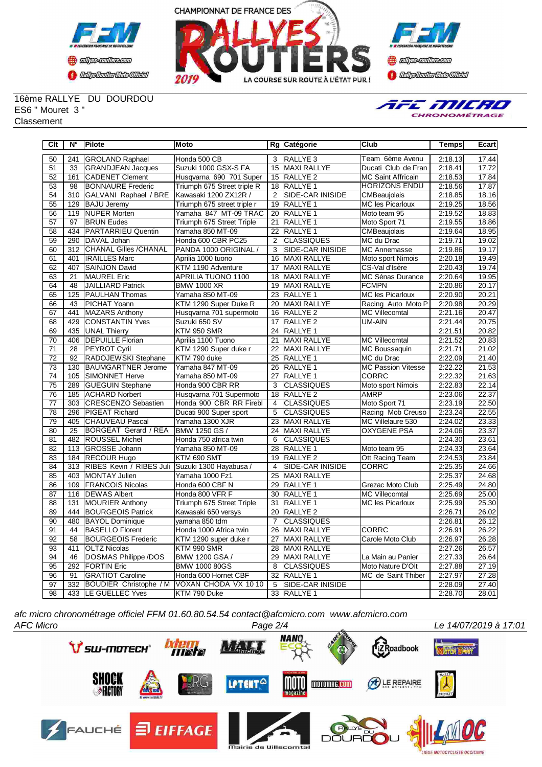CHAMPIONNAT DE FRANCE DES RALLYES ROUTIERS 2019 — LA COURSE SUR ROUTE À L'ÉTAT PUR !

16ème RALLYE DU DOURDOU
ES6 " Mouret 3 "
Classement

| Clt | N° | Pilote | Moto | Rg | Catégorie | Club | Temps | Ecart |
|---|---|---|---|---|---|---|---|---|
| 50 | 241 | GROLAND Raphael | Honda 500 CB | 3 | RALLYE 3 | Team 6ème Avenu | 2:18.13 | 17.44 |
| 51 | 33 | GRANDJEAN Jacques | Suzuki 1000 GSX-S FA | 15 | MAXI RALLYE | Ducati Club de Fran | 2:18.41 | 17.72 |
| 52 | 161 | CADENET Clement | Husqvarna 690 701 Super | 15 | RALLYE 2 | MC Saint Affricain | 2:18.53 | 17.84 |
| 53 | 98 | BONNAURE Frederic | Triumph 675 Street triple R | 18 | RALLYE 1 | HORIZONS ENDU | 2:18.56 | 17.87 |
| 54 | 310 | GALVANI Raphael / BRE | Kawasaki 1200 ZX12R / | 2 | SIDE-CAR INISIDE | CMBeaujolais | 2:18.85 | 18.16 |
| 55 | 129 | BAJU Jeremy | Triumph 675 street triple r | 19 | RALLYE 1 | MC les Picarloux | 2:19.25 | 18.56 |
| 56 | 119 | NUPER Morten | Yamaha 847 MT-09 TRAC | 20 | RALLYE 1 | Moto team 95 | 2:19.52 | 18.83 |
| 57 | 97 | BRUN Eudes | Triumph 675 Street Triple | 21 | RALLYE 1 | Moto Sport 71 | 2:19.55 | 18.86 |
| 58 | 434 | PARTARRIEU Quentin | Yamaha 850 MT-09 | 22 | RALLYE 1 | CMBeaujolais | 2:19.64 | 18.95 |
| 59 | 290 | DAVAL Johan | Honda 600 CBR PC25 | 2 | CLASSIQUES | MC du Drac | 2:19.71 | 19.02 |
| 60 | 312 | CHANAL Gilles /CHANAL | PANDA 1000 ORIGINAL / | 3 | SIDE-CAR INISIDE | MC Annemasse | 2:19.86 | 19.17 |
| 61 | 401 | IRAILLES Marc | Aprilia 1000 tuono | 16 | MAXI RALLYE | Moto sport Nimois | 2:20.18 | 19.49 |
| 62 | 407 | SAINJON David | KTM 1190 Adventure | 17 | MAXI RALLYE | CS-Val d'Isère | 2:20.43 | 19.74 |
| 63 | 21 | MAUREL Eric | APRILIA TUONO 1100 | 18 | MAXI RALLYE | MC Sénas Durance | 2:20.64 | 19.95 |
| 64 | 48 | JAILLIARD Patrick | BMW 1000 XR | 19 | MAXI RALLYE | FCMPN | 2:20.86 | 20.17 |
| 65 | 125 | PAULHAN Thomas | Yamaha 850 MT-09 | 23 | RALLYE 1 | MC les Picarloux | 2:20.90 | 20.21 |
| 66 | 43 | PICHAT Yoann | KTM 1290 Super Duke R | 20 | MAXI RALLYE | Racing Auto Moto P | 2:20.98 | 20.29 |
| 67 | 441 | MAZARS Anthony | Husqvarna 701 supermoto | 16 | RALLYE 2 | MC Villecomtal | 2:21.16 | 20.47 |
| 68 | 429 | CONSTANTIN Yves | Suzuki 650 SV | 17 | RALLYE 2 | UM-AIN | 2:21.44 | 20.75 |
| 69 | 435 | UNAL Thierry | KTM 950 SMR | 24 | RALLYE 1 | | 2:21.51 | 20.82 |
| 70 | 406 | DEPUILLE Florian | Aprilia 1100 Tuono | 21 | MAXI RALLYE | MC Villecomtal | 2:21.52 | 20.83 |
| 71 | 28 | PEYROT Cyril | KTM 1290 Super duke r | 22 | MAXI RALLYE | MC Boussaquin | 2:21.71 | 21.02 |
| 72 | 92 | RADOJEWSKI Stephane | KTM 790 duke | 25 | RALLYE 1 | MC du Drac | 2:22.09 | 21.40 |
| 73 | 130 | BAUMGARTNER Jerome | Yamaha 847 MT-09 | 26 | RALLYE 1 | MC Passion Vitesse | 2:22.22 | 21.53 |
| 74 | 105 | SIMONNET Herve | Yamaha 850 MT-09 | 27 | RALLYE 1 | CORRC | 2:22.32 | 21.63 |
| 75 | 289 | GUEGUIN Stephane | Honda 900 CBR RR | 3 | CLASSIQUES | Moto sport Nimois | 2:22.83 | 22.14 |
| 76 | 185 | ACHARD Norbert | Husqvarna 701 Supermoto | 18 | RALLYE 2 | AMRP | 2:23.06 | 22.37 |
| 77 | 303 | CRESCENZO Sebastien | Honda 900 CBR RR Firebl | 4 | CLASSIQUES | Moto Sport 71 | 2:23.19 | 22.50 |
| 78 | 296 | PIGEAT Richard | Ducati 900 Super sport | 5 | CLASSIQUES | Racing Mob Creuso | 2:23.24 | 22.55 |
| 79 | 405 | CHAUVEAU Pascal | Yamaha 1300 XJR | 23 | MAXI RALLYE | MC Villelaure 530 | 2:24.02 | 23.33 |
| 80 | 25 | BORGEAT Gerard / REA | BMW 1250 GS / | 24 | MAXI RALLYE | OXYGENE PSA | 2:24.06 | 23.37 |
| 81 | 482 | ROUSSEL Michel | Honda 750 africa twin | 6 | CLASSIQUES | | 2:24.30 | 23.61 |
| 82 | 113 | GROSSE Johann | Yamaha 850 MT-09 | 28 | RALLYE 1 | Moto team 95 | 2:24.33 | 23.64 |
| 83 | 184 | RECOUR Hugo | KTM 690 SMT | 19 | RALLYE 2 | Ott Racing Team | 2:24.53 | 23.84 |
| 84 | 313 | RIBES Kevin / RIBES Juli | Suzuki 1300 Hayabusa / | 4 | SIDE-CAR INISIDE | CORRC | 2:25.35 | 24.66 |
| 85 | 403 | MONTAY Julien | Yamaha 1000 Fz1 | 25 | MAXI RALLYE | | 2:25.37 | 24.68 |
| 86 | 109 | FRANCOIS Nicolas | Honda 600 CBF N | 29 | RALLYE 1 | Grezac Moto Club | 2:25.49 | 24.80 |
| 87 | 116 | DEWAS Albert | Honda 800 VFR F | 30 | RALLYE 1 | MC Villecomtal | 2:25.69 | 25.00 |
| 88 | 131 | MOURIER Anthony | Triumph 675 Street Triple | 31 | RALLYE 1 | MC les Picarloux | 2:25.99 | 25.30 |
| 89 | 444 | BOURGEOIS Patrick | Kawasaki 650 versys | 20 | RALLYE 2 | | 2:26.71 | 26.02 |
| 90 | 480 | BAYOL Dominique | yamaha 850 tdm | 7 | CLASSIQUES | | 2:26.81 | 26.12 |
| 91 | 44 | BASELLO Florent | Honda 1000 Africa twin | 26 | MAXI RALLYE | CORRC | 2:26.91 | 26.22 |
| 92 | 58 | BOURGEOIS Frederic | KTM 1290 super duke r | 27 | MAXI RALLYE | Carole Moto Club | 2:26.97 | 26.28 |
| 93 | 411 | OLTZ Nicolas | KTM 990 SMR | 28 | MAXI RALLYE | | 2:27.26 | 26.57 |
| 94 | 46 | DOSMAS Philippe /DOS | BMW 1200 GSA / | 29 | MAXI RALLYE | La Main au Panier | 2:27.33 | 26.64 |
| 95 | 292 | FORTIN Eric | BMW 1000 80GS | 8 | CLASSIQUES | Moto Nature D'Olt | 2:27.88 | 27.19 |
| 96 | 91 | GRATIOT Caroline | Honda 600 Hornet CBF | 32 | RALLYE 1 | MC de Saint Thiber | 2:27.97 | 27.28 |
| 97 | 332 | BOUDIER Christophe / M | VOXAN CHODA VX 10 10 | 5 | SIDE-CAR INISIDE | | 2:28.09 | 27.40 |
| 98 | 433 | LE GUELLEC Yves | KTM 790 Duke | 33 | RALLYE 1 | | 2:28.70 | 28.01 |

*afc micro chronométrage officiel FFM 01.60.80.54.54 contact@afcmicro.com www.afcmicro.com*

*AFC Micro* — Le 14/07/2019 à 17:01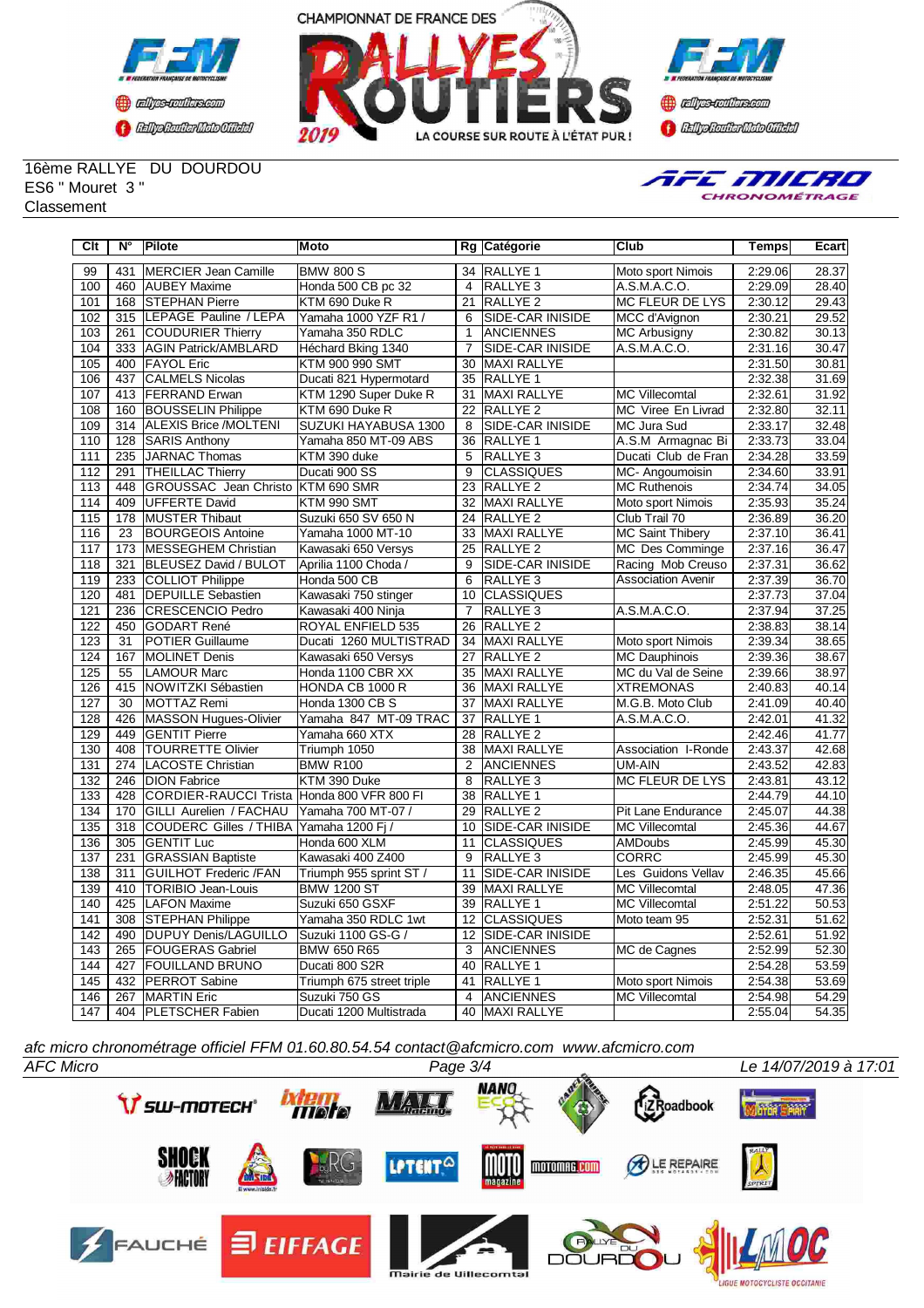16ème RALLYE DU DOURDOU
ES6 " Mouret 3 "
Classement

| Clt | N° | Pilote | Moto | Rg | Catégorie | Club | Temps | Ecart |
|---|---|---|---|---|---|---|---|---|
| 99 | 431 | MERCIER Jean Camille | BMW 800 S | 34 | RALLYE 1 | Moto sport Nimois | 2:29.06 | 28.37 |
| 100 | 460 | AUBEY Maxime | Honda 500 CB pc 32 | 4 | RALLYE 3 | A.S.M.A.C.O. | 2:29.09 | 28.40 |
| 101 | 168 | STEPHAN Pierre | KTM 690 Duke R | 21 | RALLYE 2 | MC FLEUR DE LYS | 2:30.12 | 29.43 |
| 102 | 315 | LEPAGE Pauline / LEPA | Yamaha 1000 YZF R1 / | 6 | SIDE-CAR INISIDE | MCC d'Avignon | 2:30.21 | 29.52 |
| 103 | 261 | COUDURIER Thierry | Yamaha 350 RDLC | 1 | ANCIENNES | MC Arbusigny | 2:30.82 | 30.13 |
| 104 | 333 | AGIN Patrick/AMBLARD | Héchard Bking 1340 | 7 | SIDE-CAR INISIDE | A.S.M.A.C.O. | 2:31.16 | 30.47 |
| 105 | 400 | FAYOL Eric | KTM 900 990 SMT | 30 | MAXI RALLYE | | 2:31.50 | 30.81 |
| 106 | 437 | CALMELS Nicolas | Ducati 821 Hypermotard | 35 | RALLYE 1 | | 2:32.38 | 31.69 |
| 107 | 413 | FERRAND Erwan | KTM 1290 Super Duke R | 31 | MAXI RALLYE | MC Villecomtal | 2:32.61 | 31.92 |
| 108 | 160 | BOUSSELIN Philippe | KTM 690 Duke R | 22 | RALLYE 2 | MC Viree En Livrad | 2:32.80 | 32.11 |
| 109 | 314 | ALEXIS Brice /MOLTENI | SUZUKI HAYABUSA 1300 | 8 | SIDE-CAR INISIDE | MC Jura Sud | 2:33.17 | 32.48 |
| 110 | 128 | SARIS Anthony | Yamaha 850 MT-09 ABS | 36 | RALLYE 1 | A.S.M Armagnac Bi | 2:33.73 | 33.04 |
| 111 | 235 | JARNAC Thomas | KTM 390 duke | 5 | RALLYE 3 | Ducati Club de Fran | 2:34.28 | 33.59 |
| 112 | 291 | THEILLAC Thierry | Ducati 900 SS | 9 | CLASSIQUES | MC- Angoumoisin | 2:34.60 | 33.91 |
| 113 | 448 | GROUSSAC Jean Christo | KTM 690 SMR | 23 | RALLYE 2 | MC Ruthenois | 2:34.74 | 34.05 |
| 114 | 409 | UFFERTE David | KTM 990 SMT | 32 | MAXI RALLYE | Moto sport Nimois | 2:35.93 | 35.24 |
| 115 | 178 | MUSTER Thibaut | Suzuki 650 SV 650 N | 24 | RALLYE 2 | Club Trail 70 | 2:36.89 | 36.20 |
| 116 | 23 | BOURGEOIS Antoine | Yamaha 1000 MT-10 | 33 | MAXI RALLYE | MC Saint Thibery | 2:37.10 | 36.41 |
| 117 | 173 | MESSEGHEM Christian | Kawasaki 650 Versys | 25 | RALLYE 2 | MC Des Comminge | 2:37.16 | 36.47 |
| 118 | 321 | BLEUSEZ David / BULOT | Aprilia 1100 Choda / | 9 | SIDE-CAR INISIDE | Racing Mob Creuso | 2:37.31 | 36.62 |
| 119 | 233 | COLLIOT Philippe | Honda 500 CB | 6 | RALLYE 3 | Association Avenir | 2:37.39 | 36.70 |
| 120 | 481 | DEPUILLE Sebastien | Kawasaki 750 stinger | 10 | CLASSIQUES | | 2:37.73 | 37.04 |
| 121 | 236 | CRESCENCIO Pedro | Kawasaki 400 Ninja | 7 | RALLYE 3 | A.S.M.A.C.O. | 2:37.94 | 37.25 |
| 122 | 450 | GODART René | ROYAL ENFIELD 535 | 26 | RALLYE 2 | | 2:38.83 | 38.14 |
| 123 | 31 | POTIER Guillaume | Ducati 1260 MULTISTRAD | 34 | MAXI RALLYE | Moto sport Nimois | 2:39.34 | 38.65 |
| 124 | 167 | MOLINET Denis | Kawasaki 650 Versys | 27 | RALLYE 2 | MC Dauphinois | 2:39.36 | 38.67 |
| 125 | 55 | LAMOUR Marc | Honda 1100 CBR XX | 35 | MAXI RALLYE | MC du Val de Seine | 2:39.66 | 38.97 |
| 126 | 415 | NOWITZKI Sébastien | HONDA CB 1000 R | 36 | MAXI RALLYE | XTREMONAS | 2:40.83 | 40.14 |
| 127 | 30 | MOTTAZ Remi | Honda 1300 CB S | 37 | MAXI RALLYE | M.G.B. Moto Club | 2:41.09 | 40.40 |
| 128 | 426 | MASSON Hugues-Olivier | Yamaha 847 MT-09 TRAC | 37 | RALLYE 1 | A.S.M.A.C.O. | 2:42.01 | 41.32 |
| 129 | 449 | GENTIT Pierre | Yamaha 660 XTX | 28 | RALLYE 2 | | 2:42.46 | 41.77 |
| 130 | 408 | TOURRETTE Olivier | Triumph 1050 | 38 | MAXI RALLYE | Association I-Ronde | 2:43.37 | 42.68 |
| 131 | 274 | LACOSTE Christian | BMW R100 | 2 | ANCIENNES | UM-AIN | 2:43.52 | 42.83 |
| 132 | 246 | DION Fabrice | KTM 390 Duke | 8 | RALLYE 3 | MC FLEUR DE LYS | 2:43.81 | 43.12 |
| 133 | 428 | CORDIER-RAUCCI Trista | Honda 800 VFR 800 FI | 38 | RALLYE 1 | | 2:44.79 | 44.10 |
| 134 | 170 | GILLI Aurelien / FACHAU | Yamaha 700 MT-07 / | 29 | RALLYE 2 | Pit Lane Endurance | 2:45.07 | 44.38 |
| 135 | 318 | COUDERC Gilles / THIBA | Yamaha 1200 Fj / | 10 | SIDE-CAR INISIDE | MC Villecomtal | 2:45.36 | 44.67 |
| 136 | 305 | GENTIT Luc | Honda 600 XLM | 11 | CLASSIQUES | AMDoubs | 2:45.99 | 45.30 |
| 137 | 231 | GRASSIAN Baptiste | Kawasaki 400 Z400 | 9 | RALLYE 3 | CORRC | 2:45.99 | 45.30 |
| 138 | 311 | GUILHOT Frederic /FAN | Triumph 955 sprint ST / | 11 | SIDE-CAR INISIDE | Les Guidons Vellav | 2:46.35 | 45.66 |
| 139 | 410 | TORIBIO Jean-Louis | BMW 1200 ST | 39 | MAXI RALLYE | MC Villecomtal | 2:48.05 | 47.36 |
| 140 | 425 | LAFON Maxime | Suzuki 650 GSXF | 39 | RALLYE 1 | MC Villecomtal | 2:51.22 | 50.53 |
| 141 | 308 | STEPHAN Philippe | Yamaha 350 RDLC 1wt | 12 | CLASSIQUES | Moto team 95 | 2:52.31 | 51.62 |
| 142 | 490 | DUPUY Denis/LAGUILLO | Suzuki 1100 GS-G / | 12 | SIDE-CAR INISIDE | | 2:52.61 | 51.92 |
| 143 | 265 | FOUGERAS Gabriel | BMW 650 R65 | 3 | ANCIENNES | MC de Cagnes | 2:52.99 | 52.30 |
| 144 | 427 | FOUILLAND BRUNO | Ducati 800 S2R | 40 | RALLYE 1 | | 2:54.28 | 53.59 |
| 145 | 432 | PERROT Sabine | Triumph 675 street triple | 41 | RALLYE 1 | Moto sport Nimois | 2:54.38 | 53.69 |
| 146 | 267 | MARTIN Eric | Suzuki 750 GS | 4 | ANCIENNES | MC Villecomtal | 2:54.98 | 54.29 |
| 147 | 404 | PLETSCHER Fabien | Ducati 1200 Multistrada | 40 | MAXI RALLYE | | 2:55.04 | 54.35 |

*afc micro chronométrage officiel FFM 01.60.80.54.54 contact@afcmicro.com www.afcmicro.com*

*AFC Micro* — *Le 14/07/2019 à 17:01*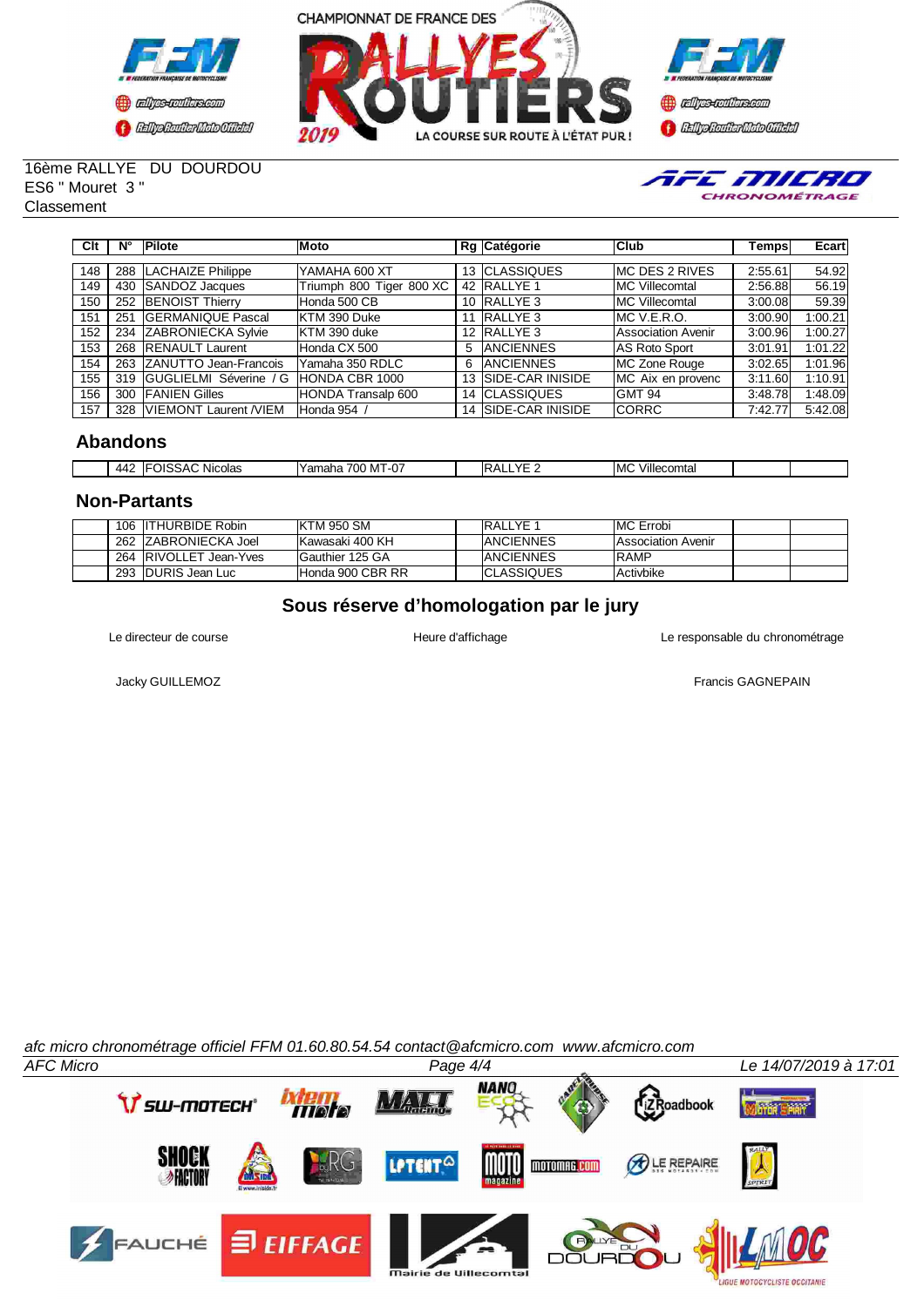CHAMPIONNAT DE FRANCE DES RALLYES ROUTIERS 2019 — LA COURSE SUR ROUTE À L'ÉTAT PUR !

16ème RALLYE DU DOURDOU
ES6 " Mouret 3 "
Classement

| Clt | N° | Pilote | Moto | Rg | Catégorie | Club | Temps | Ecart |
|---|---|---|---|---|---|---|---|---|
| 148 | 288 | LACHAIZE Philippe | YAMAHA 600 XT | 13 | CLASSIQUES | MC DES 2 RIVES | 2:55.61 | 54.92 |
| 149 | 430 | SANDOZ Jacques | Triumph 800 Tiger 800 XC | 42 | RALLYE 1 | MC Villecomtal | 2:56.88 | 56.19 |
| 150 | 252 | BENOIST Thierry | Honda 500 CB | 10 | RALLYE 3 | MC Villecomtal | 3:00.08 | 59.39 |
| 151 | 251 | GERMANIQUE Pascal | KTM 390 Duke | 11 | RALLYE 3 | MC V.E.R.O. | 3:00.90 | 1:00.21 |
| 152 | 234 | ZABRONIECKA Sylvie | KTM 390 duke | 12 | RALLYE 3 | Association Avenir | 3:00.96 | 1:00.27 |
| 153 | 268 | RENAULT Laurent | Honda CX 500 | 5 | ANCIENNES | AS Roto Sport | 3:01.91 | 1:01.22 |
| 154 | 263 | ZANUTTO Jean-Francois | Yamaha 350 RDLC | 6 | ANCIENNES | MC Zone Rouge | 3:02.65 | 1:01.96 |
| 155 | 319 | GUGLIELMI Séverine / G | HONDA CBR 1000 | 13 | SIDE-CAR INISIDE | MC Aix en provenc | 3:11.60 | 1:10.91 |
| 156 | 300 | FANIEN Gilles | HONDA Transalp 600 | 14 | CLASSIQUES | GMT 94 | 3:48.78 | 1:48.09 |
| 157 | 328 | VIEMONT Laurent /VIEM | Honda 954 / | 14 | SIDE-CAR INISIDE | CORRC | 7:42.77 | 5:42.08 |

## Abandons

| | | | | | | | | |
|---|---|---|---|---|---|---|---|---|
| | 442 | FOISSAC Nicolas | Yamaha 700 MT-07 | | RALLYE 2 | MC Villecomtal | | |

## Non-Partants

| | | | | | | | | |
|---|---|---|---|---|---|---|---|---|
| | 106 | ITHURBIDE Robin | KTM 950 SM | | RALLYE 1 | MC Errobi | | |
| | 262 | ZABRONIECKA Joel | Kawasaki 400 KH | | ANCIENNES | Association Avenir | | |
| | 264 | RIVOLLET Jean-Yves | Gauthier 125 GA | | ANCIENNES | RAMP | | |
| | 293 | DURIS Jean Luc | Honda 900 CBR RR | | CLASSIQUES | Activbike | | |

## Sous réserve d'homologation par le jury

Le directeur de course — Heure d'affichage — Le responsable du chronométrage

Jacky GUILLEMOZ — Francis GAGNEPAIN

*afc micro chronométrage officiel FFM 01.60.80.54.54 contact@afcmicro.com www.afcmicro.com*

*AFC Micro* — *Le 14/07/2019 à 17:01*